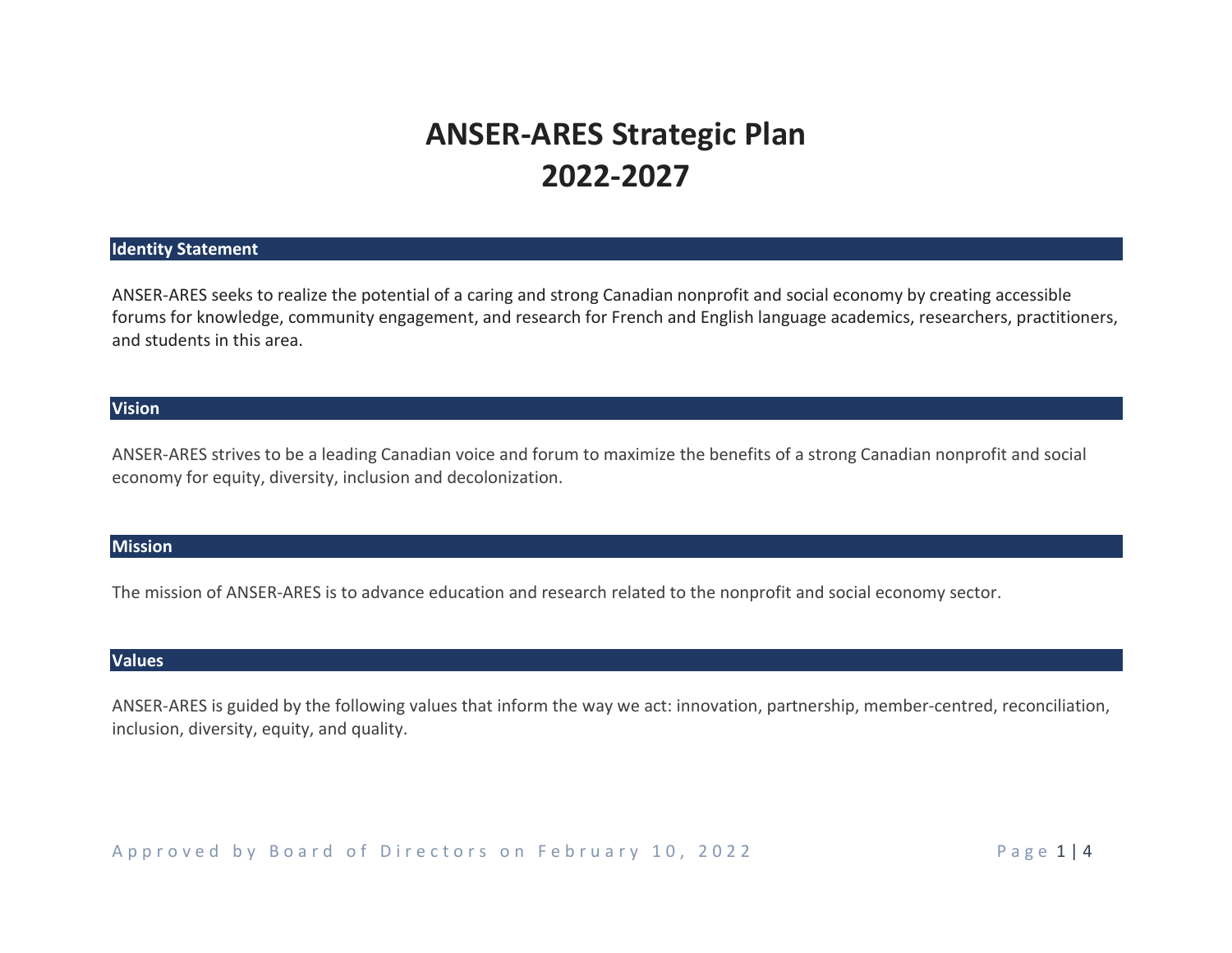# ANSER-ARES Strategic Plan 2022-2027

## Identity Statement

ANSER-ARES seeks to realize the potential of a caring and strong Canadian nonprofit and social economy by creating accessible forums for knowledge, community engagement, and research for French and English language academics, researchers, practitioners, and students in this area.

## Vision

ANSER-ARES strives to be a leading Canadian voice and forum to maximize the benefits of a strong Canadian nonprofit and social economy for equity, diversity, inclusion and decolonization.

## Mission

The mission of ANSER-ARES is to advance education and research related to the nonprofit and social economy sector.

## Values

ANSER-ARES is guided by the following values that inform the way we act: innovation, partnership, member-centred, reconciliation, inclusion, diversity, equity, and quality.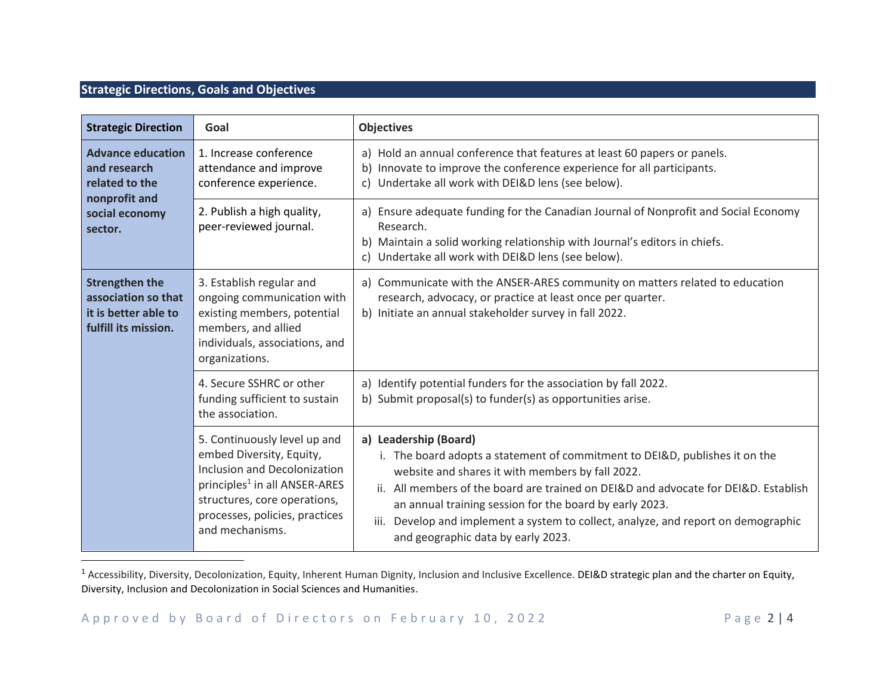## Strategic Directions, Goals and Objectives

| Strategic Direction | Goal | Objectives |
|---|---|---|
| **Advance education and research related to the nonprofit and social economy sector.** | 1. Increase conference attendance and improve conference experience. | a) Hold an annual conference that features at least 60 papers or panels.<br>b) Innovate to improve the conference experience for all participants.<br>c) Undertake all work with DEI&D lens (see below). |
| | 2. Publish a high quality, peer-reviewed journal. | a) Ensure adequate funding for the Canadian Journal of Nonprofit and Social Economy Research.<br>b) Maintain a solid working relationship with Journal's editors in chiefs.<br>c) Undertake all work with DEI&D lens (see below). |
| **Strengthen the association so that it is better able to fulfill its mission.** | 3. Establish regular and ongoing communication with existing members, potential members, and allied individuals, associations, and organizations. | a) Communicate with the ANSER-ARES community on matters related to education research, advocacy, or practice at least once per quarter.<br>b) Initiate an annual stakeholder survey in fall 2022. |
| | 4. Secure SSHRC or other funding sufficient to sustain the association. | a) Identify potential funders for the association by fall 2022.<br>b) Submit proposal(s) to funder(s) as opportunities arise. |
| | 5. Continuously level up and embed Diversity, Equity, Inclusion and Decolonization principles[1] in all ANSER-ARES structures, core operations, processes, policies, practices and mechanisms. | **a) Leadership (Board)**<br>i. The board adopts a statement of commitment to DEI&D, publishes it on the website and shares it with members by fall 2022.<br>ii. All members of the board are trained on DEI&D and advocate for DEI&D. Establish an annual training session for the board by early 2023.<br>iii. Develop and implement a system to collect, analyze, and report on demographic and geographic data by early 2023. |

[1] Accessibility, Diversity, Decolonization, Equity, Inherent Human Dignity, Inclusion and Inclusive Excellence. DEI&D strategic plan and the charter on Equity, Diversity, Inclusion and Decolonization in Social Sciences and Humanities.

Approved by Board of Directors on February 10, 2022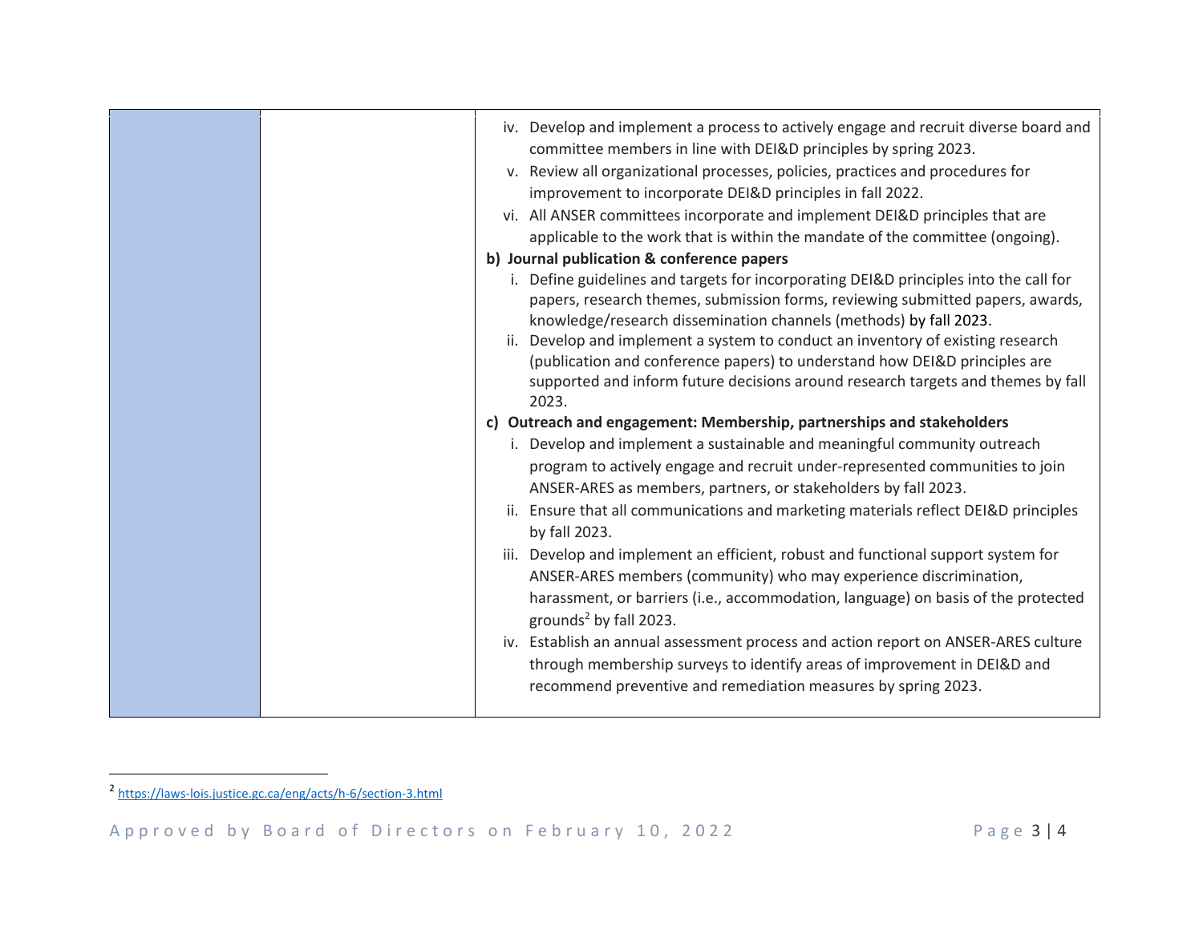| | | iv. Develop and implement a process to actively engage and recruit diverse board and committee members in line with DEI&D principles by spring 2023.<br>v. Review all organizational processes, policies, practices and procedures for improvement to incorporate DEI&D principles in fall 2022.<br>vi. All ANSER committees incorporate and implement DEI&D principles that are applicable to the work that is within the mandate of the committee (ongoing).<br>**b) Journal publication & conference papers**<br>i. Define guidelines and targets for incorporating DEI&D principles into the call for papers, research themes, submission forms, reviewing submitted papers, awards, knowledge/research dissemination channels (methods) by fall 2023.<br>ii. Develop and implement a system to conduct an inventory of existing research (publication and conference papers) to understand how DEI&D principles are supported and inform future decisions around research targets and themes by fall 2023.<br>**c) Outreach and engagement: Membership, partnerships and stakeholders**<br>i. Develop and implement a sustainable and meaningful community outreach program to actively engage and recruit under-represented communities to join ANSER-ARES as members, partners, or stakeholders by fall 2023.<br>ii. Ensure that all communications and marketing materials reflect DEI&D principles by fall 2023.<br>iii. Develop and implement an efficient, robust and functional support system for ANSER-ARES members (community) who may experience discrimination, harassment, or barriers (i.e., accommodation, language) on basis of the protected grounds[2] by fall 2023.<br>iv. Establish an annual assessment process and action report on ANSER-ARES culture through membership surveys to identify areas of improvement in DEI&D and recommend preventive and remediation measures by spring 2023. |
|---|---|---|

[2] https://laws-lois.justice.gc.ca/eng/acts/h-6/section-3.html

Approved by Board of Directors on February 10, 2022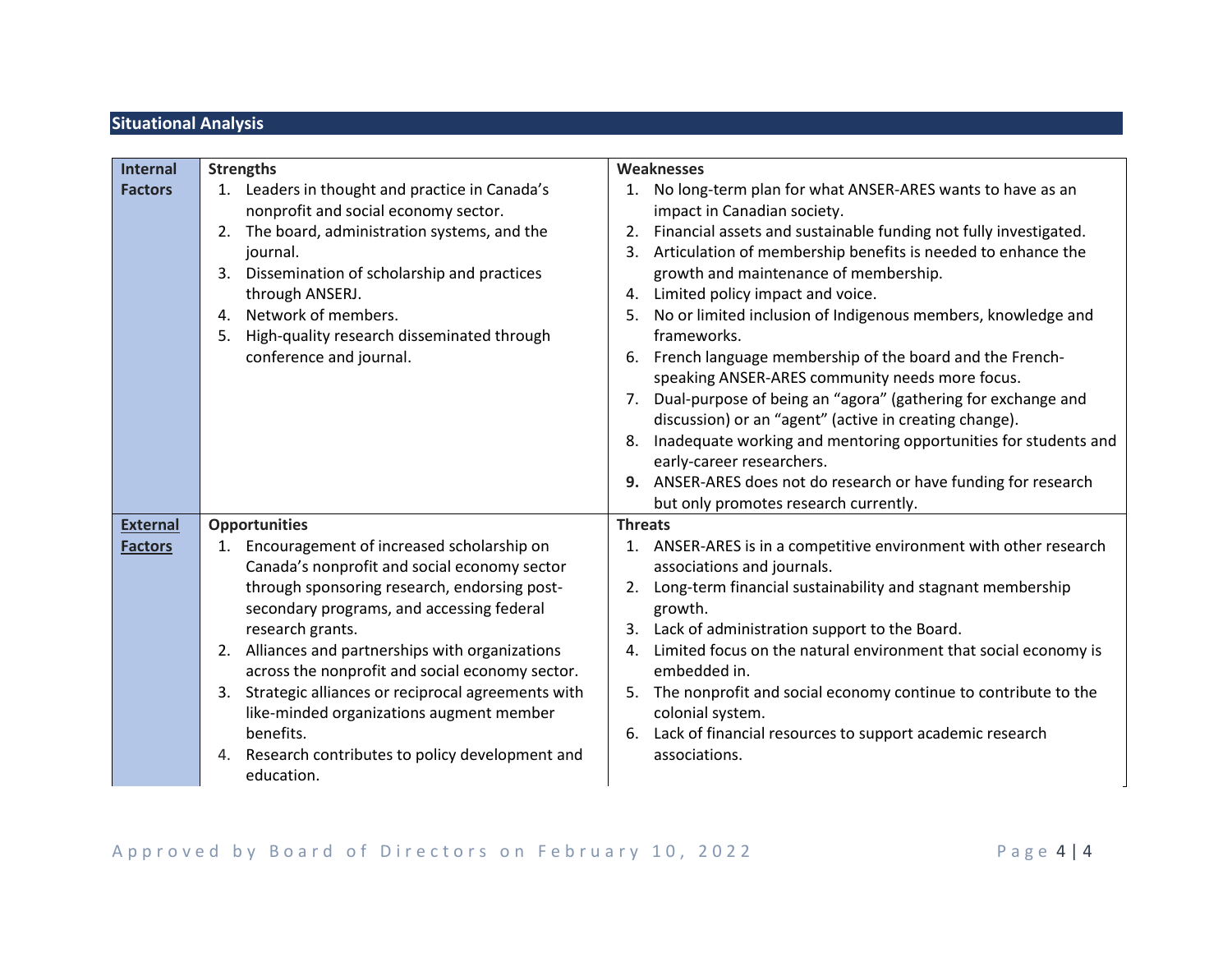## Situational Analysis

| | | |
|---|---|---|
| **Internal Factors** | **Strengths**<br>1. Leaders in thought and practice in Canada's nonprofit and social economy sector.<br>2. The board, administration systems, and the journal.<br>3. Dissemination of scholarship and practices through ANSERJ.<br>4. Network of members.<br>5. High-quality research disseminated through conference and journal. | **Weaknesses**<br>1. No long-term plan for what ANSER-ARES wants to have as an impact in Canadian society.<br>2. Financial assets and sustainable funding not fully investigated.<br>3. Articulation of membership benefits is needed to enhance the growth and maintenance of membership.<br>4. Limited policy impact and voice.<br>5. No or limited inclusion of Indigenous members, knowledge and frameworks.<br>6. French language membership of the board and the French-speaking ANSER-ARES community needs more focus.<br>7. Dual-purpose of being an "agora" (gathering for exchange and discussion) or an "agent" (active in creating change).<br>8. Inadequate working and mentoring opportunities for students and early-career researchers.<br>**9.** ANSER-ARES does not do research or have funding for research but only promotes research currently. |
| **External Factors** | **Opportunities**<br>1. Encouragement of increased scholarship on Canada's nonprofit and social economy sector through sponsoring research, endorsing post-secondary programs, and accessing federal research grants.<br>2. Alliances and partnerships with organizations across the nonprofit and social economy sector.<br>3. Strategic alliances or reciprocal agreements with like-minded organizations augment member benefits.<br>4. Research contributes to policy development and education. | **Threats**<br>1. ANSER-ARES is in a competitive environment with other research associations and journals.<br>2. Long-term financial sustainability and stagnant membership growth.<br>3. Lack of administration support to the Board.<br>4. Limited focus on the natural environment that social economy is embedded in.<br>5. The nonprofit and social economy continue to contribute to the colonial system.<br>6. Lack of financial resources to support academic research associations. |

Approved by Board of Directors on February 10, 2022